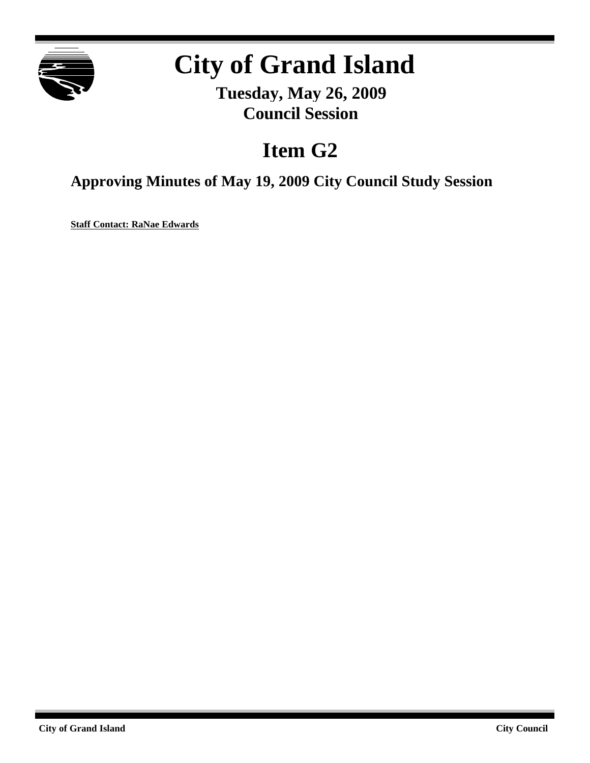# City of Grand Island

## Tuesday, May 26, 2009
## Council Session

# Item G2

## Approving Minutes of May 19, 2009 City Council Study Session

**Staff Contact: RaNae Edwards**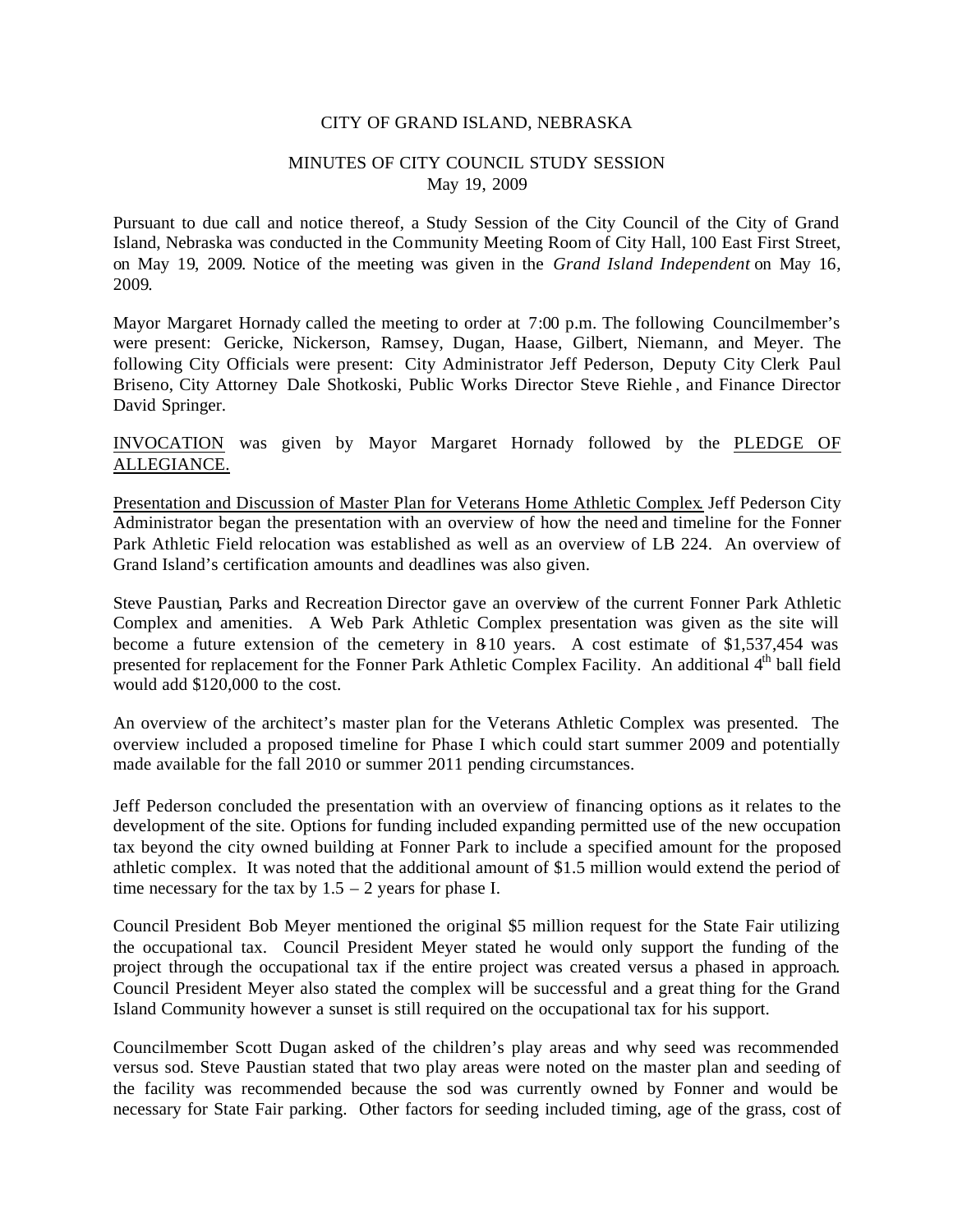CITY OF GRAND ISLAND, NEBRASKA

MINUTES OF CITY COUNCIL STUDY SESSION
May 19, 2009

Pursuant to due call and notice thereof, a Study Session of the City Council of the City of Grand Island, Nebraska was conducted in the Community Meeting Room of City Hall, 100 East First Street, on May 19, 2009. Notice of the meeting was given in the *Grand Island Independent* on May 16, 2009.

Mayor Margaret Hornady called the meeting to order at 7:00 p.m. The following Councilmember's were present: Gericke, Nickerson, Ramsey, Dugan, Haase, Gilbert, Niemann, and Meyer. The following City Officials were present: City Administrator Jeff Pederson, Deputy City Clerk Paul Briseno, City Attorney Dale Shotkoski, Public Works Director Steve Riehle, and Finance Director David Springer.

INVOCATION was given by Mayor Margaret Hornady followed by the PLEDGE OF ALLEGIANCE.

Presentation and Discussion of Master Plan for Veterans Home Athletic Complex. Jeff Pederson City Administrator began the presentation with an overview of how the need and timeline for the Fonner Park Athletic Field relocation was established as well as an overview of LB 224. An overview of Grand Island's certification amounts and deadlines was also given.

Steve Paustian, Parks and Recreation Director gave an overview of the current Fonner Park Athletic Complex and amenities. A Web Park Athletic Complex presentation was given as the site will become a future extension of the cemetery in 8-10 years. A cost estimate of $1,537,454 was presented for replacement for the Fonner Park Athletic Complex Facility. An additional 4th ball field would add $120,000 to the cost.

An overview of the architect's master plan for the Veterans Athletic Complex was presented. The overview included a proposed timeline for Phase I which could start summer 2009 and potentially made available for the fall 2010 or summer 2011 pending circumstances.

Jeff Pederson concluded the presentation with an overview of financing options as it relates to the development of the site. Options for funding included expanding permitted use of the new occupation tax beyond the city owned building at Fonner Park to include a specified amount for the proposed athletic complex. It was noted that the additional amount of $1.5 million would extend the period of time necessary for the tax by 1.5 – 2 years for phase I.

Council President Bob Meyer mentioned the original $5 million request for the State Fair utilizing the occupational tax. Council President Meyer stated he would only support the funding of the project through the occupational tax if the entire project was created versus a phased in approach. Council President Meyer also stated the complex will be successful and a great thing for the Grand Island Community however a sunset is still required on the occupational tax for his support.

Councilmember Scott Dugan asked of the children's play areas and why seed was recommended versus sod. Steve Paustian stated that two play areas were noted on the master plan and seeding of the facility was recommended because the sod was currently owned by Fonner and would be necessary for State Fair parking. Other factors for seeding included timing, age of the grass, cost of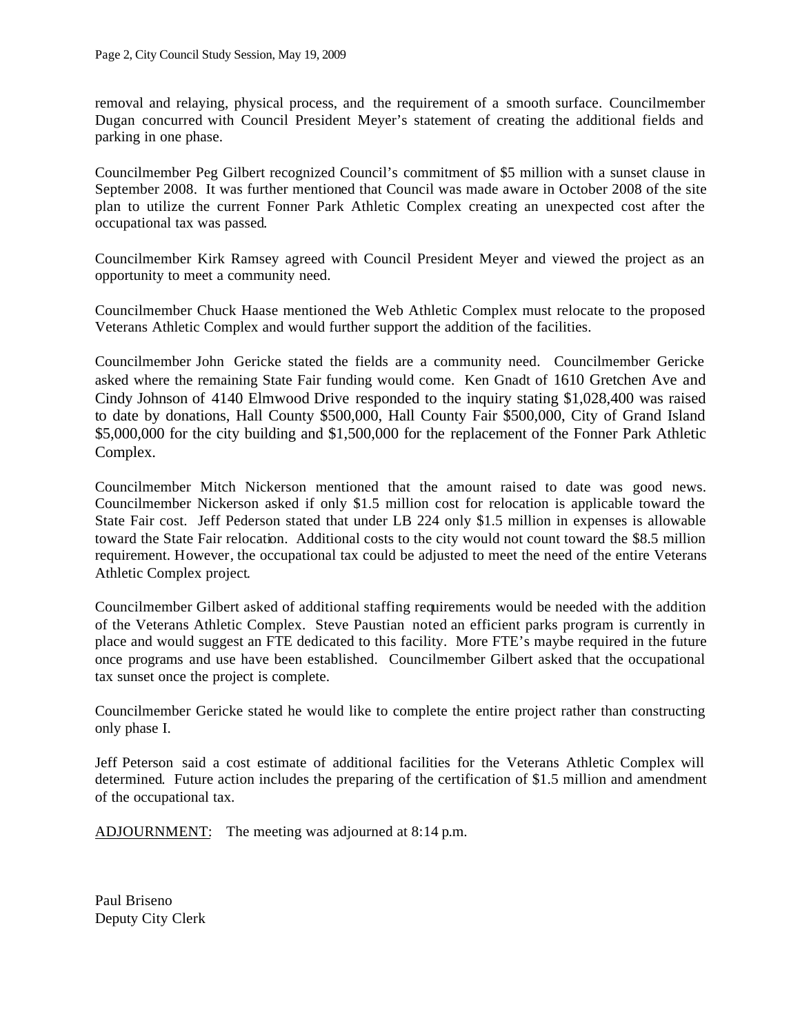removal and relaying, physical process, and the requirement of a smooth surface. Councilmember Dugan concurred with Council President Meyer's statement of creating the additional fields and parking in one phase.

Councilmember Peg Gilbert recognized Council's commitment of $5 million with a sunset clause in September 2008. It was further mentioned that Council was made aware in October 2008 of the site plan to utilize the current Fonner Park Athletic Complex creating an unexpected cost after the occupational tax was passed.

Councilmember Kirk Ramsey agreed with Council President Meyer and viewed the project as an opportunity to meet a community need.

Councilmember Chuck Haase mentioned the Web Athletic Complex must relocate to the proposed Veterans Athletic Complex and would further support the addition of the facilities.

Councilmember John Gericke stated the fields are a community need. Councilmember Gericke asked where the remaining State Fair funding would come. Ken Gnadt of 1610 Gretchen Ave and Cindy Johnson of 4140 Elmwood Drive responded to the inquiry stating $1,028,400 was raised to date by donations, Hall County $500,000, Hall County Fair $500,000, City of Grand Island $5,000,000 for the city building and $1,500,000 for the replacement of the Fonner Park Athletic Complex.

Councilmember Mitch Nickerson mentioned that the amount raised to date was good news. Councilmember Nickerson asked if only $1.5 million cost for relocation is applicable toward the State Fair cost. Jeff Pederson stated that under LB 224 only $1.5 million in expenses is allowable toward the State Fair relocation. Additional costs to the city would not count toward the $8.5 million requirement. However, the occupational tax could be adjusted to meet the need of the entire Veterans Athletic Complex project.

Councilmember Gilbert asked of additional staffing requirements would be needed with the addition of the Veterans Athletic Complex. Steve Paustian noted an efficient parks program is currently in place and would suggest an FTE dedicated to this facility. More FTE's maybe required in the future once programs and use have been established. Councilmember Gilbert asked that the occupational tax sunset once the project is complete.

Councilmember Gericke stated he would like to complete the entire project rather than constructing only phase I.

Jeff Peterson said a cost estimate of additional facilities for the Veterans Athletic Complex will determined. Future action includes the preparing of the certification of $1.5 million and amendment of the occupational tax.

ADJOURNMENT: The meeting was adjourned at 8:14 p.m.

Paul Briseno
Deputy City Clerk